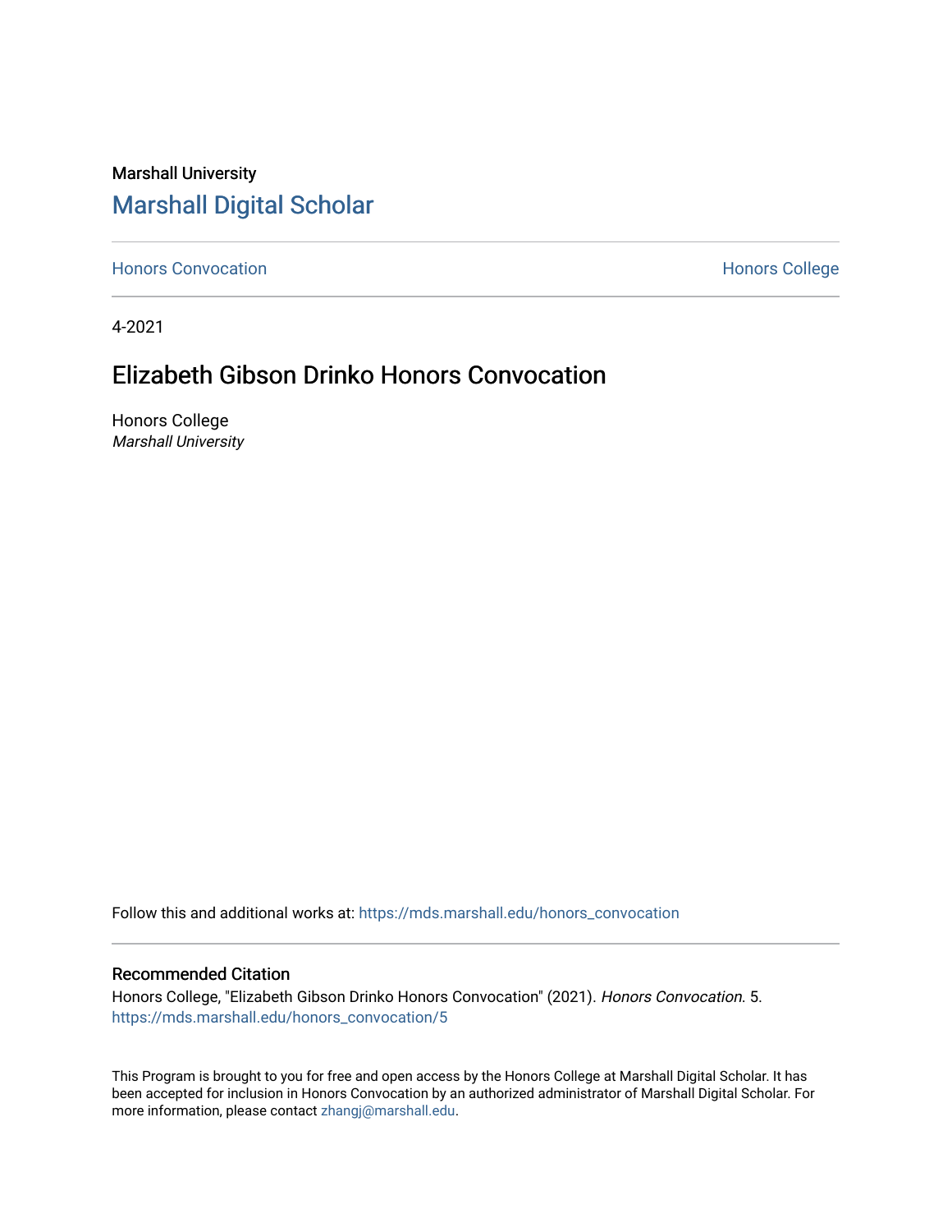Marshall University

# Marshall Digital Scholar

Honors Convocation | Honors College

4-2021

## Elizabeth Gibson Drinko Honors Convocation

Honors College
*Marshall University*

Follow this and additional works at: https://mds.marshall.edu/honors_convocation

### Recommended Citation

Honors College, "Elizabeth Gibson Drinko Honors Convocation" (2021). *Honors Convocation*. 5.
https://mds.marshall.edu/honors_convocation/5

This Program is brought to you for free and open access by the Honors College at Marshall Digital Scholar. It has been accepted for inclusion in Honors Convocation by an authorized administrator of Marshall Digital Scholar. For more information, please contact zhangj@marshall.edu.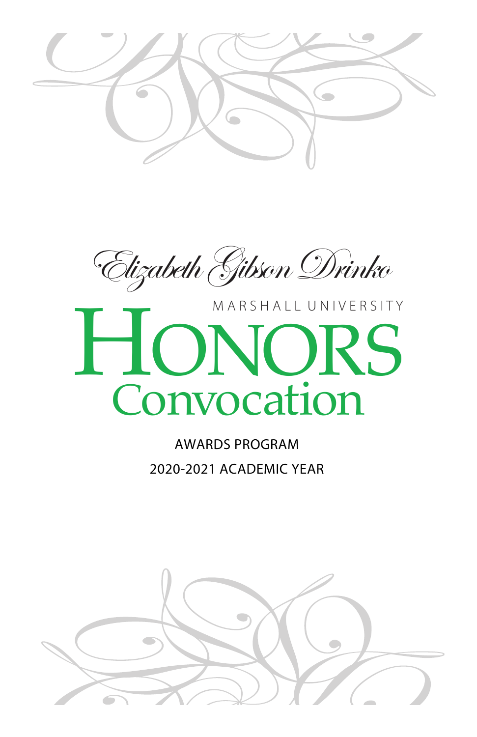Elizabeth Gibson Drinko

MARSHALL UNIVERSITY

# HONORS Convocation

AWARDS PROGRAM

2020-2021 ACADEMIC YEAR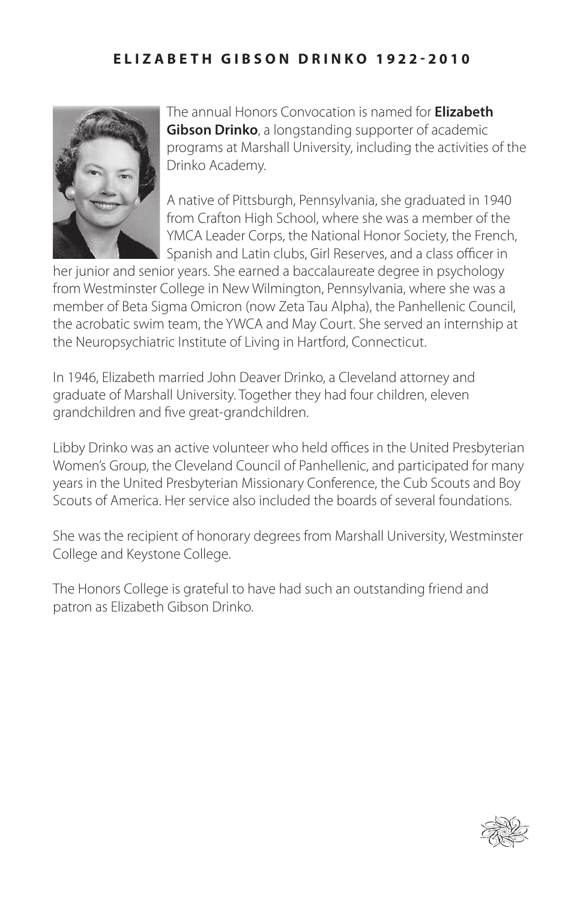## ELIZABETH GIBSON DRINKO 1922-2010

The annual Honors Convocation is named for **Elizabeth Gibson Drinko**, a longstanding supporter of academic programs at Marshall University, including the activities of the Drinko Academy.

A native of Pittsburgh, Pennsylvania, she graduated in 1940 from Crafton High School, where she was a member of the YMCA Leader Corps, the National Honor Society, the French, Spanish and Latin clubs, Girl Reserves, and a class officer in her junior and senior years. She earned a baccalaureate degree in psychology from Westminster College in New Wilmington, Pennsylvania, where she was a member of Beta Sigma Omicron (now Zeta Tau Alpha), the Panhellenic Council, the acrobatic swim team, the YWCA and May Court. She served an internship at the Neuropsychiatric Institute of Living in Hartford, Connecticut.

In 1946, Elizabeth married John Deaver Drinko, a Cleveland attorney and graduate of Marshall University. Together they had four children, eleven grandchildren and five great-grandchildren.

Libby Drinko was an active volunteer who held offices in the United Presbyterian Women's Group, the Cleveland Council of Panhellenic, and participated for many years in the United Presbyterian Missionary Conference, the Cub Scouts and Boy Scouts of America. Her service also included the boards of several foundations.

She was the recipient of honorary degrees from Marshall University, Westminster College and Keystone College.

The Honors College is grateful to have had such an outstanding friend and patron as Elizabeth Gibson Drinko.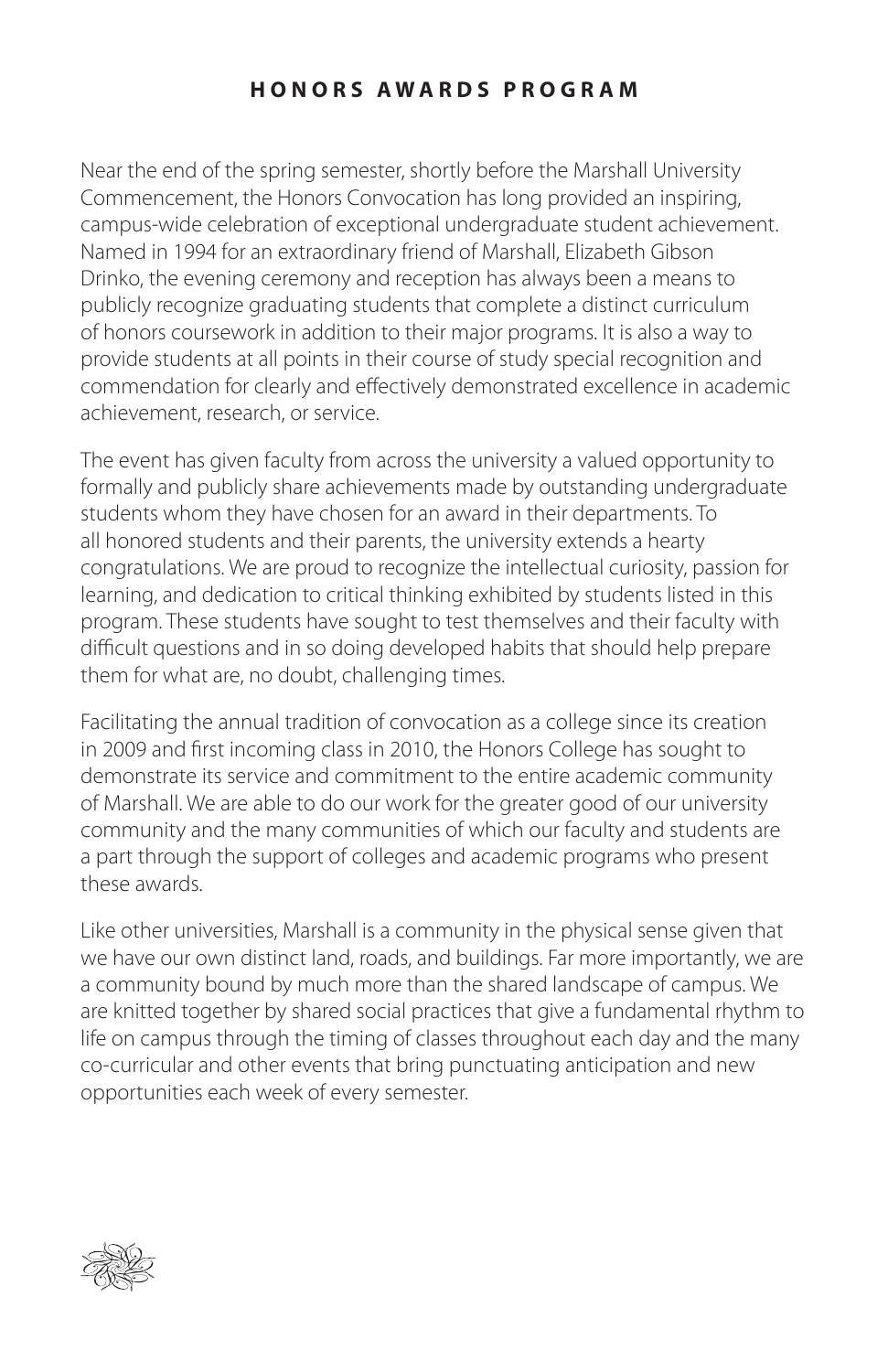## HONORS AWARDS PROGRAM

Near the end of the spring semester, shortly before the Marshall University Commencement, the Honors Convocation has long provided an inspiring, campus-wide celebration of exceptional undergraduate student achievement. Named in 1994 for an extraordinary friend of Marshall, Elizabeth Gibson Drinko, the evening ceremony and reception has always been a means to publicly recognize graduating students that complete a distinct curriculum of honors coursework in addition to their major programs. It is also a way to provide students at all points in their course of study special recognition and commendation for clearly and effectively demonstrated excellence in academic achievement, research, or service.

The event has given faculty from across the university a valued opportunity to formally and publicly share achievements made by outstanding undergraduate students whom they have chosen for an award in their departments. To all honored students and their parents, the university extends a hearty congratulations. We are proud to recognize the intellectual curiosity, passion for learning, and dedication to critical thinking exhibited by students listed in this program. These students have sought to test themselves and their faculty with difficult questions and in so doing developed habits that should help prepare them for what are, no doubt, challenging times.

Facilitating the annual tradition of convocation as a college since its creation in 2009 and first incoming class in 2010, the Honors College has sought to demonstrate its service and commitment to the entire academic community of Marshall. We are able to do our work for the greater good of our university community and the many communities of which our faculty and students are a part through the support of colleges and academic programs who present these awards.

Like other universities, Marshall is a community in the physical sense given that we have our own distinct land, roads, and buildings. Far more importantly, we are a community bound by much more than the shared landscape of campus. We are knitted together by shared social practices that give a fundamental rhythm to life on campus through the timing of classes throughout each day and the many co-curricular and other events that bring punctuating anticipation and new opportunities each week of every semester.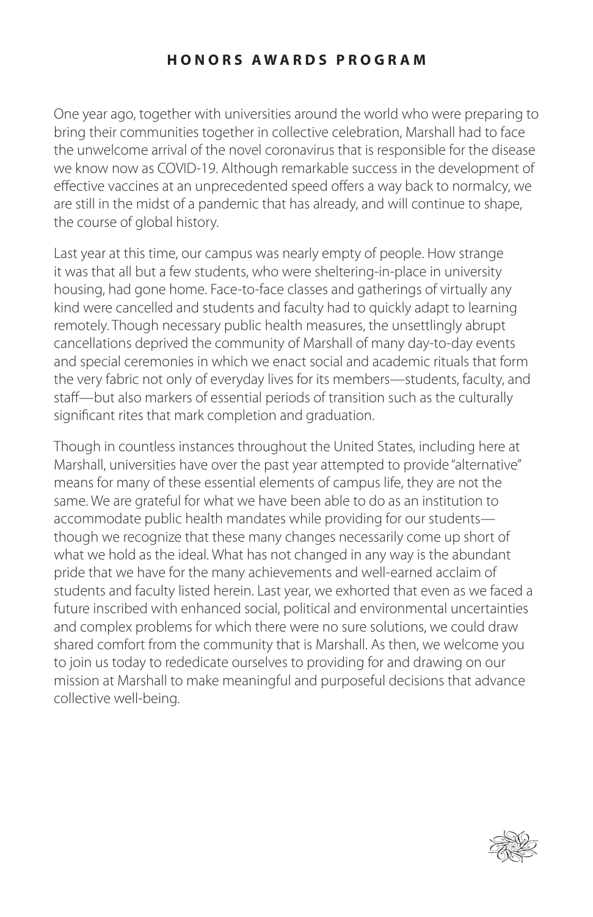## HONORS AWARDS PROGRAM

One year ago, together with universities around the world who were preparing to bring their communities together in collective celebration, Marshall had to face the unwelcome arrival of the novel coronavirus that is responsible for the disease we know now as COVID-19. Although remarkable success in the development of effective vaccines at an unprecedented speed offers a way back to normalcy, we are still in the midst of a pandemic that has already, and will continue to shape, the course of global history.

Last year at this time, our campus was nearly empty of people. How strange it was that all but a few students, who were sheltering-in-place in university housing, had gone home. Face-to-face classes and gatherings of virtually any kind were cancelled and students and faculty had to quickly adapt to learning remotely. Though necessary public health measures, the unsettlingly abrupt cancellations deprived the community of Marshall of many day-to-day events and special ceremonies in which we enact social and academic rituals that form the very fabric not only of everyday lives for its members—students, faculty, and staff—but also markers of essential periods of transition such as the culturally significant rites that mark completion and graduation.

Though in countless instances throughout the United States, including here at Marshall, universities have over the past year attempted to provide "alternative" means for many of these essential elements of campus life, they are not the same. We are grateful for what we have been able to do as an institution to accommodate public health mandates while providing for our students—though we recognize that these many changes necessarily come up short of what we hold as the ideal. What has not changed in any way is the abundant pride that we have for the many achievements and well-earned acclaim of students and faculty listed herein. Last year, we exhorted that even as we faced a future inscribed with enhanced social, political and environmental uncertainties and complex problems for which there were no sure solutions, we could draw shared comfort from the community that is Marshall. As then, we welcome you to join us today to rededicate ourselves to providing for and drawing on our mission at Marshall to make meaningful and purposeful decisions that advance collective well-being.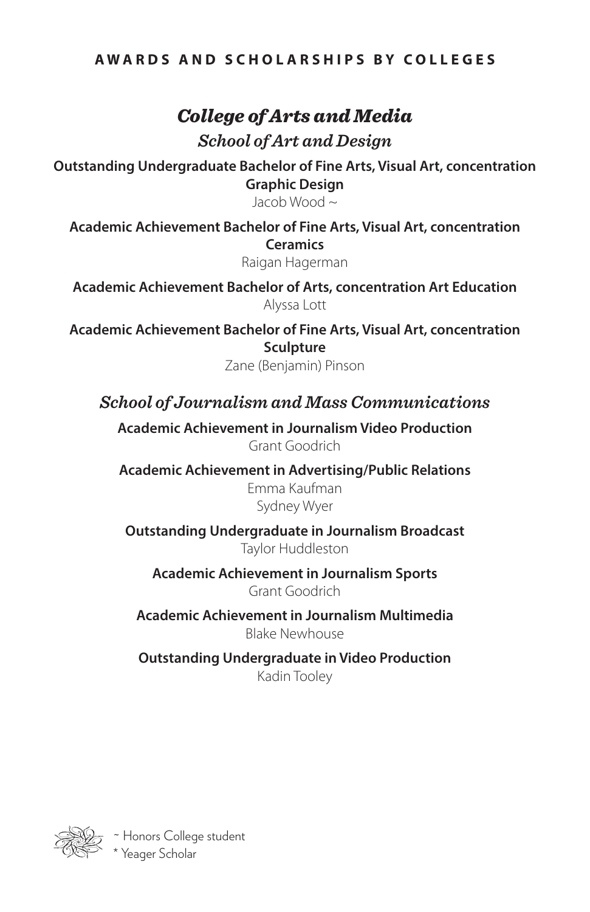## AWARDS AND SCHOLARSHIPS BY COLLEGES

# *College of Arts and Media*

## *School of Art and Design*

**Outstanding Undergraduate Bachelor of Fine Arts, Visual Art, concentration Graphic Design**

Jacob Wood ~

**Academic Achievement Bachelor of Fine Arts, Visual Art, concentration Ceramics**

Raigan Hagerman

**Academic Achievement Bachelor of Arts, concentration Art Education**

Alyssa Lott

**Academic Achievement Bachelor of Fine Arts, Visual Art, concentration Sculpture**

Zane (Benjamin) Pinson

## *School of Journalism and Mass Communications*

**Academic Achievement in Journalism Video Production**

Grant Goodrich

**Academic Achievement in Advertising/Public Relations**

Emma Kaufman

Sydney Wyer

**Outstanding Undergraduate in Journalism Broadcast**

Taylor Huddleston

**Academic Achievement in Journalism Sports**

Grant Goodrich

**Academic Achievement in Journalism Multimedia**

Blake Newhouse

**Outstanding Undergraduate in Video Production**

Kadin Tooley

~ Honors College student

* Yeager Scholar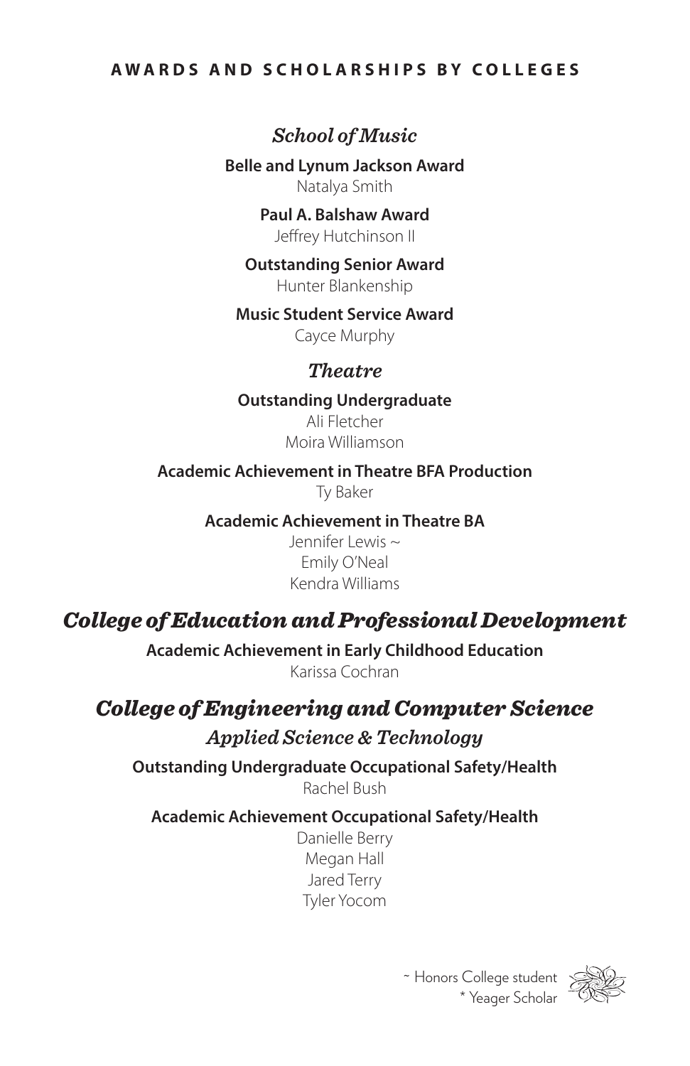## AWARDS AND SCHOLARSHIPS BY COLLEGES

### *School of Music*

**Belle and Lynum Jackson Award**
Natalya Smith

**Paul A. Balshaw Award**
Jeffrey Hutchinson II

**Outstanding Senior Award**
Hunter Blankenship

**Music Student Service Award**
Cayce Murphy

### *Theatre*

**Outstanding Undergraduate**
Ali Fletcher
Moira Williamson

**Academic Achievement in Theatre BFA Production**
Ty Baker

**Academic Achievement in Theatre BA**
Jennifer Lewis ~
Emily O'Neal
Kendra Williams

## *College of Education and Professional Development*

**Academic Achievement in Early Childhood Education**
Karissa Cochran

## *College of Engineering and Computer Science*

### *Applied Science & Technology*

**Outstanding Undergraduate Occupational Safety/Health**
Rachel Bush

**Academic Achievement Occupational Safety/Health**
Danielle Berry
Megan Hall
Jared Terry
Tyler Yocom

~ Honors College student
* Yeager Scholar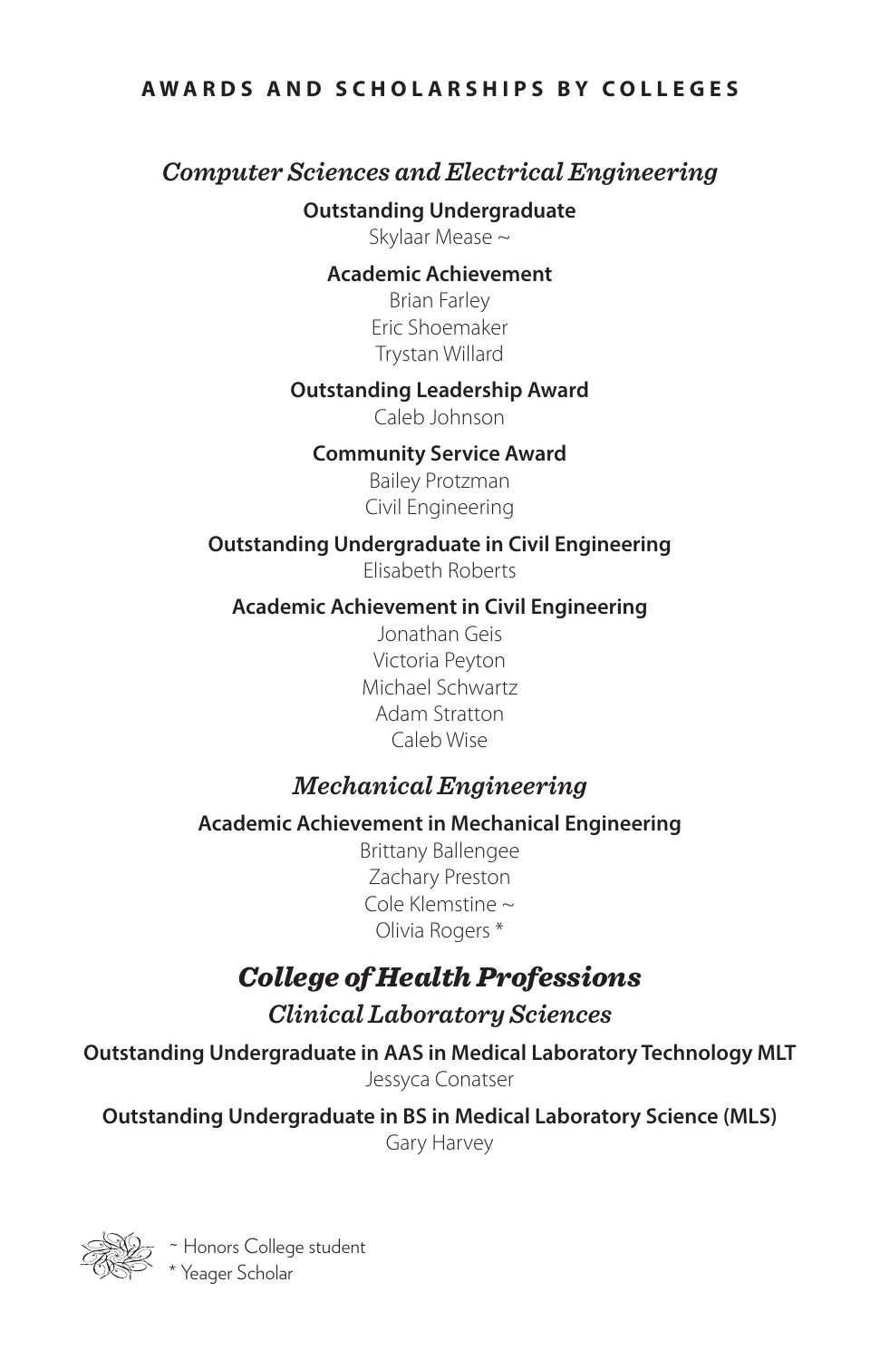**AWARDS AND SCHOLARSHIPS BY COLLEGES**

## *Computer Sciences and Electrical Engineering*

**Outstanding Undergraduate**

Skylaar Mease ~

**Academic Achievement**

Brian Farley
Eric Shoemaker
Trystan Willard

**Outstanding Leadership Award**

Caleb Johnson

**Community Service Award**

Bailey Protzman

Civil Engineering

**Outstanding Undergraduate in Civil Engineering**

Elisabeth Roberts

**Academic Achievement in Civil Engineering**

Jonathan Geis
Victoria Peyton
Michael Schwartz
Adam Stratton
Caleb Wise

## *Mechanical Engineering*

**Academic Achievement in Mechanical Engineering**

Brittany Ballengee
Zachary Preston
Cole Klemstine ~
Olivia Rogers *

# *College of Health Professions*

## *Clinical Laboratory Sciences*

**Outstanding Undergraduate in AAS in Medical Laboratory Technology MLT**

Jessyca Conatser

**Outstanding Undergraduate in BS in Medical Laboratory Science (MLS)**

Gary Harvey

~ Honors College student
* Yeager Scholar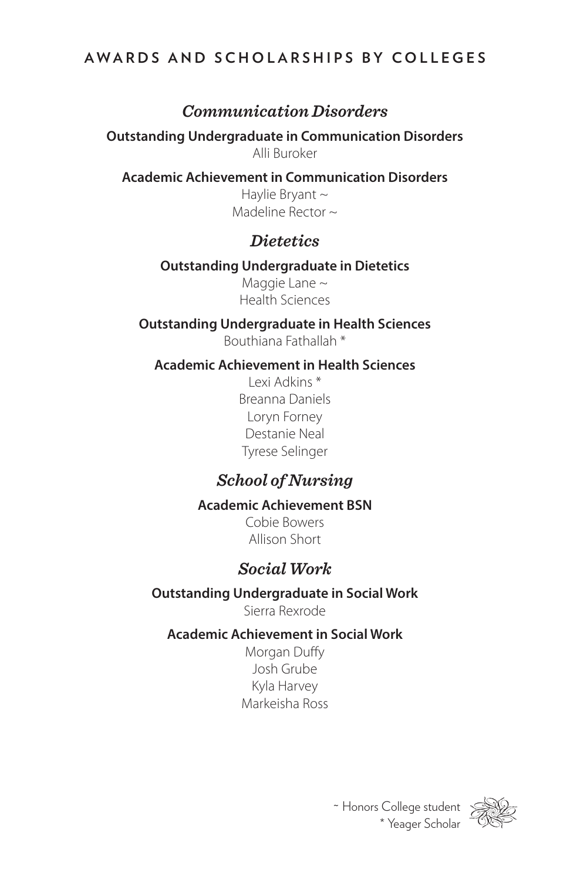# AWARDS AND SCHOLARSHIPS BY COLLEGES

## *Communication Disorders*

**Outstanding Undergraduate in Communication Disorders**

Alli Buroker

**Academic Achievement in Communication Disorders**

Haylie Bryant ~
Madeline Rector ~

## *Dietetics*

**Outstanding Undergraduate in Dietetics**

Maggie Lane ~
Health Sciences

**Outstanding Undergraduate in Health Sciences**

Bouthiana Fathallah *

**Academic Achievement in Health Sciences**

Lexi Adkins *
Breanna Daniels
Loryn Forney
Destanie Neal
Tyrese Selinger

## *School of Nursing*

**Academic Achievement BSN**

Cobie Bowers
Allison Short

## *Social Work*

**Outstanding Undergraduate in Social Work**

Sierra Rexrode

**Academic Achievement in Social Work**

Morgan Duffy
Josh Grube
Kyla Harvey
Markeisha Ross

~ Honors College student
* Yeager Scholar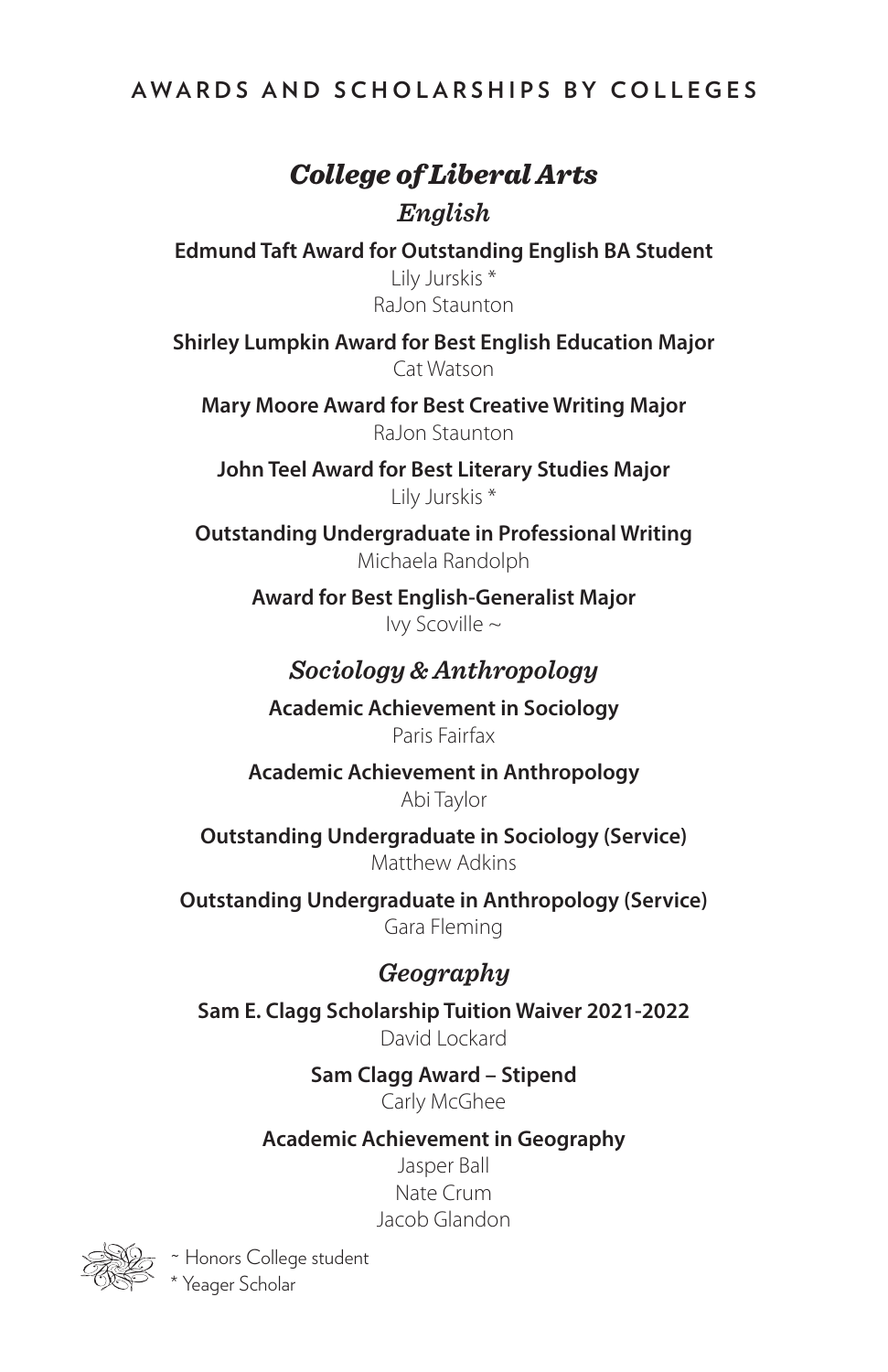AWARDS AND SCHOLARSHIPS BY COLLEGES

# *College of Liberal Arts*

## *English*

**Edmund Taft Award for Outstanding English BA Student**

Lily Jurskis *
RaJon Staunton

**Shirley Lumpkin Award for Best English Education Major**

Cat Watson

**Mary Moore Award for Best Creative Writing Major**

RaJon Staunton

**John Teel Award for Best Literary Studies Major**

Lily Jurskis *

**Outstanding Undergraduate in Professional Writing**

Michaela Randolph

**Award for Best English-Generalist Major**

Ivy Scoville ~

## *Sociology & Anthropology*

**Academic Achievement in Sociology**

Paris Fairfax

**Academic Achievement in Anthropology**

Abi Taylor

**Outstanding Undergraduate in Sociology (Service)**

Matthew Adkins

**Outstanding Undergraduate in Anthropology (Service)**

Gara Fleming

## *Geography*

**Sam E. Clagg Scholarship Tuition Waiver 2021-2022**

David Lockard

**Sam Clagg Award – Stipend**

Carly McGhee

**Academic Achievement in Geography**

Jasper Ball
Nate Crum
Jacob Glandon

~ Honors College student
* Yeager Scholar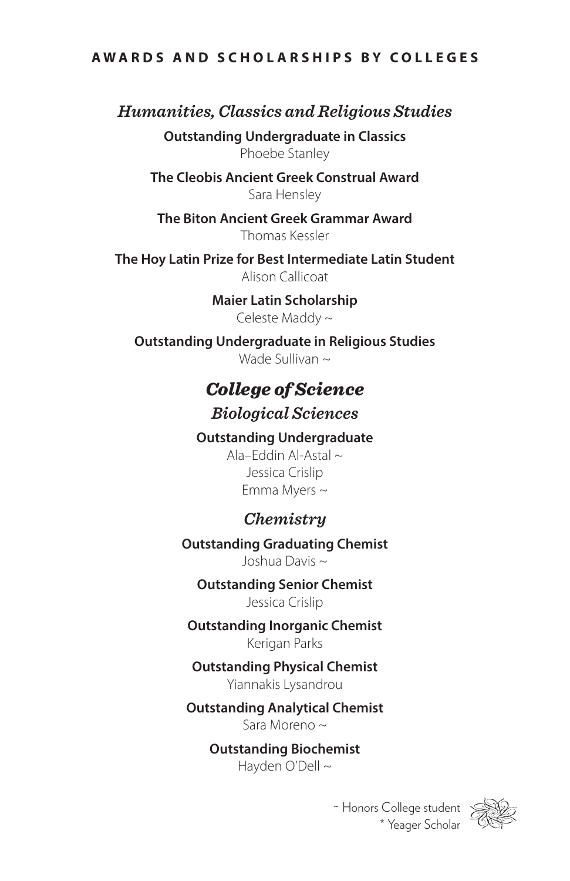# AWARDS AND SCHOLARSHIPS BY COLLEGES

## *Humanities, Classics and Religious Studies*

**Outstanding Undergraduate in Classics**
Phoebe Stanley

**The Cleobis Ancient Greek Construal Award**
Sara Hensley

**The Biton Ancient Greek Grammar Award**
Thomas Kessler

**The Hoy Latin Prize for Best Intermediate Latin Student**
Alison Callicoat

**Maier Latin Scholarship**
Celeste Maddy ~

**Outstanding Undergraduate in Religious Studies**
Wade Sullivan ~

## *College of Science*

### *Biological Sciences*

**Outstanding Undergraduate**
Ala–Eddin Al-Astal ~
Jessica Crislip
Emma Myers ~

### *Chemistry*

**Outstanding Graduating Chemist**
Joshua Davis ~

**Outstanding Senior Chemist**
Jessica Crislip

**Outstanding Inorganic Chemist**
Kerigan Parks

**Outstanding Physical Chemist**
Yiannakis Lysandrou

**Outstanding Analytical Chemist**
Sara Moreno ~

**Outstanding Biochemist**
Hayden O'Dell ~

~ Honors College student
* Yeager Scholar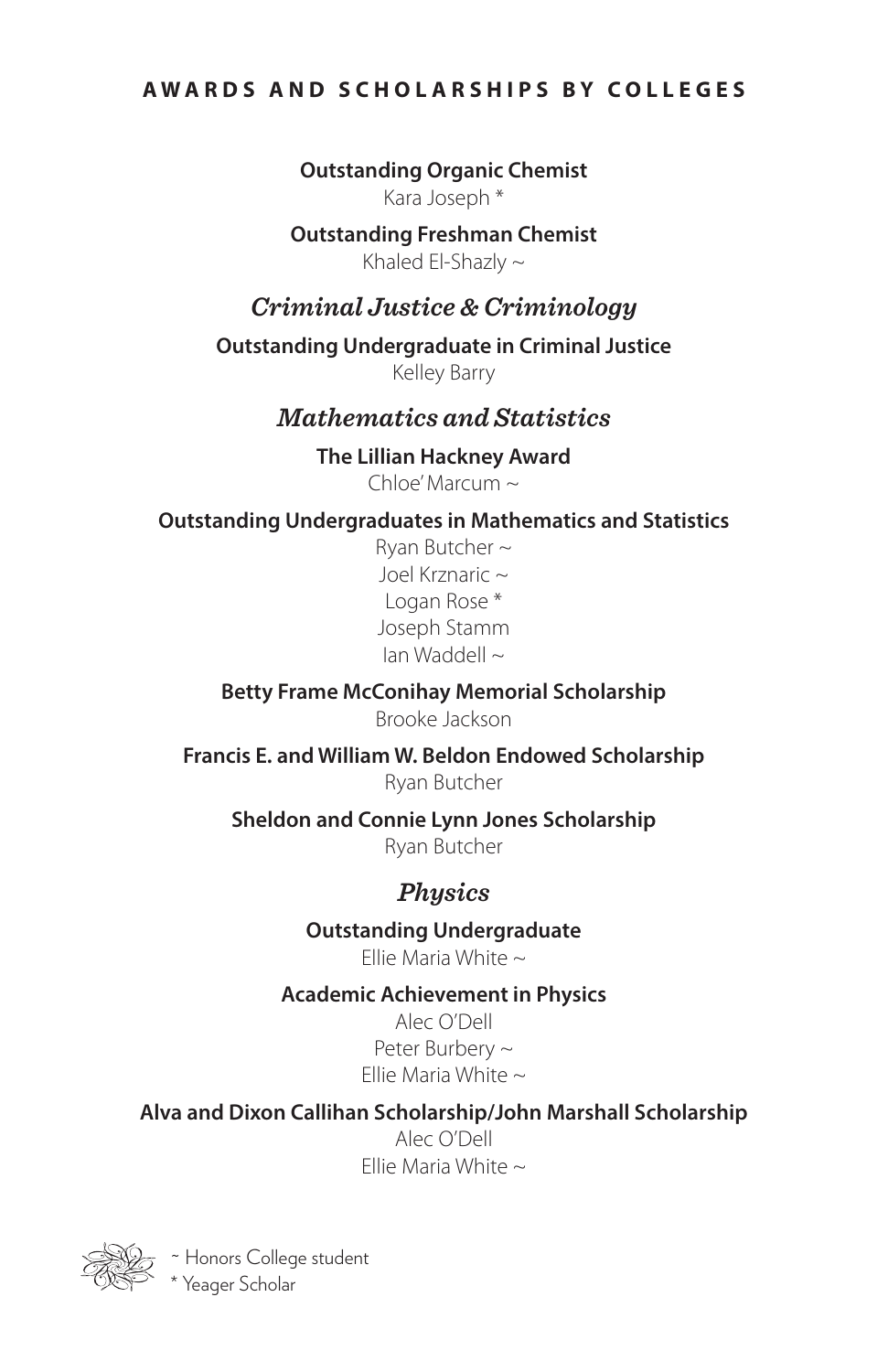**AWARDS AND SCHOLARSHIPS BY COLLEGES**

**Outstanding Organic Chemist**
Kara Joseph *

**Outstanding Freshman Chemist**
Khaled El-Shazly ~

## *Criminal Justice & Criminology*

**Outstanding Undergraduate in Criminal Justice**
Kelley Barry

## *Mathematics and Statistics*

**The Lillian Hackney Award**
Chloe' Marcum ~

**Outstanding Undergraduates in Mathematics and Statistics**
Ryan Butcher ~
Joel Krznaric ~
Logan Rose *
Joseph Stamm
Ian Waddell ~

**Betty Frame McConihay Memorial Scholarship**
Brooke Jackson

**Francis E. and William W. Beldon Endowed Scholarship**
Ryan Butcher

**Sheldon and Connie Lynn Jones Scholarship**
Ryan Butcher

## *Physics*

**Outstanding Undergraduate**
Ellie Maria White ~

**Academic Achievement in Physics**
Alec O'Dell
Peter Burbery ~
Ellie Maria White ~

**Alva and Dixon Callihan Scholarship/John Marshall Scholarship**
Alec O'Dell
Ellie Maria White ~

~ Honors College student
* Yeager Scholar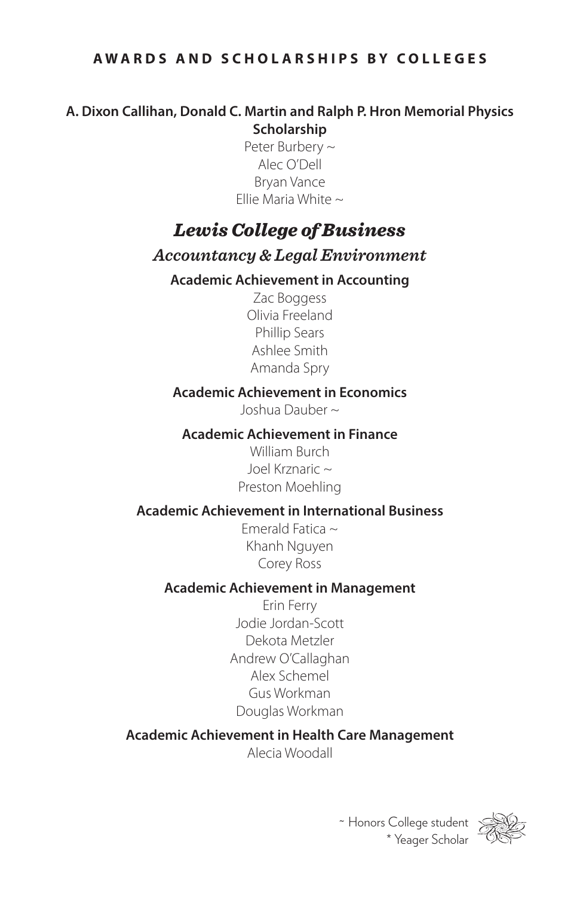**AWARDS AND SCHOLARSHIPS BY COLLEGES**

**A. Dixon Callihan, Donald C. Martin and Ralph P. Hron Memorial Physics Scholarship**

Peter Burbery ~
Alec O'Dell
Bryan Vance
Ellie Maria White ~

## *Lewis College of Business*

### *Accountancy & Legal Environment*

**Academic Achievement in Accounting**

Zac Boggess
Olivia Freeland
Phillip Sears
Ashlee Smith
Amanda Spry

**Academic Achievement in Economics**

Joshua Dauber ~

**Academic Achievement in Finance**

William Burch
Joel Krznaric ~
Preston Moehling

**Academic Achievement in International Business**

Emerald Fatica ~
Khanh Nguyen
Corey Ross

**Academic Achievement in Management**

Erin Ferry
Jodie Jordan-Scott
Dekota Metzler
Andrew O'Callaghan
Alex Schemel
Gus Workman
Douglas Workman

**Academic Achievement in Health Care Management**

Alecia Woodall

~ Honors College student
* Yeager Scholar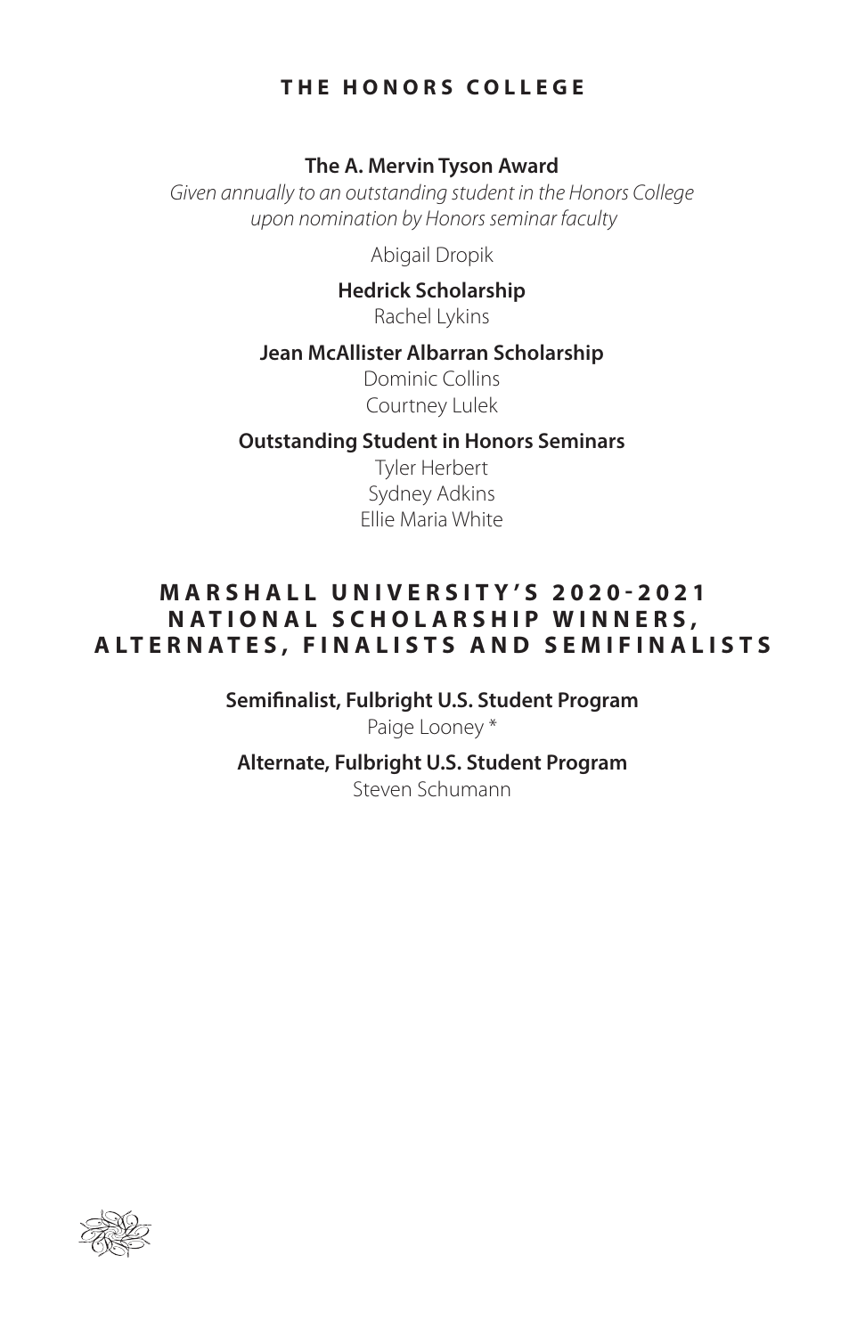## THE HONORS COLLEGE

**The A. Mervin Tyson Award**

*Given annually to an outstanding student in the Honors College upon nomination by Honors seminar faculty*

Abigail Dropik

**Hedrick Scholarship**

Rachel Lykins

**Jean McAllister Albarran Scholarship**

Dominic Collins
Courtney Lulek

**Outstanding Student in Honors Seminars**

Tyler Herbert
Sydney Adkins
Ellie Maria White

## MARSHALL UNIVERSITY'S 2020-2021 NATIONAL SCHOLARSHIP WINNERS, ALTERNATES, FINALISTS AND SEMIFINALISTS

**Semifinalist, Fulbright U.S. Student Program**

Paige Looney *

**Alternate, Fulbright U.S. Student Program**

Steven Schumann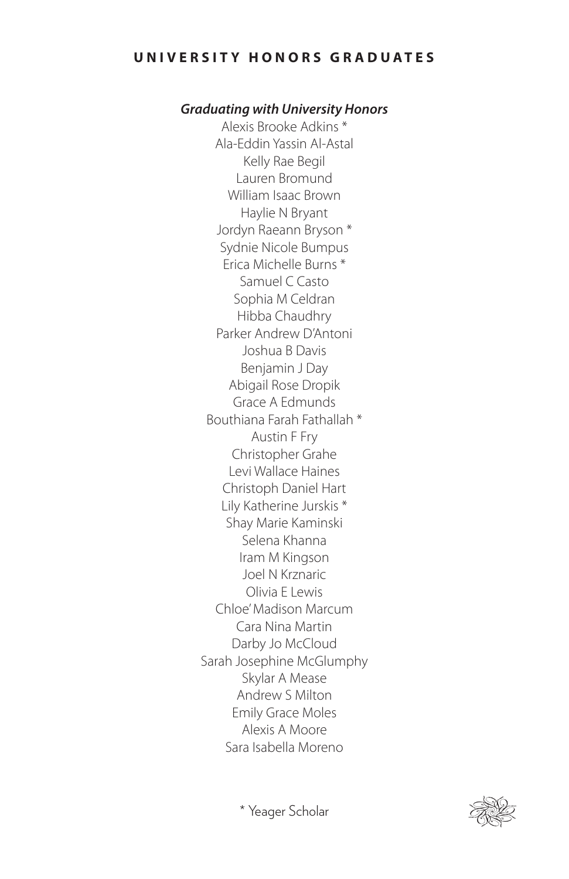## UNIVERSITY HONORS GRADUATES

***Graduating with University Honors***

Alexis Brooke Adkins *
Ala-Eddin Yassin Al-Astal
Kelly Rae Begil
Lauren Bromund
William Isaac Brown
Haylie N Bryant
Jordyn Raeann Bryson *
Sydnie Nicole Bumpus
Erica Michelle Burns *
Samuel C Casto
Sophia M Celdran
Hibba Chaudhry
Parker Andrew D'Antoni
Joshua B Davis
Benjamin J Day
Abigail Rose Dropik
Grace A Edmunds
Bouthiana Farah Fathallah *
Austin F Fry
Christopher Grahe
Levi Wallace Haines
Christoph Daniel Hart
Lily Katherine Jurskis *
Shay Marie Kaminski
Selena Khanna
Iram M Kingson
Joel N Krznaric
Olivia E Lewis
Chloe' Madison Marcum
Cara Nina Martin
Darby Jo McCloud
Sarah Josephine McGlumphy
Skylar A Mease
Andrew S Milton
Emily Grace Moles
Alexis A Moore
Sara Isabella Moreno

* Yeager Scholar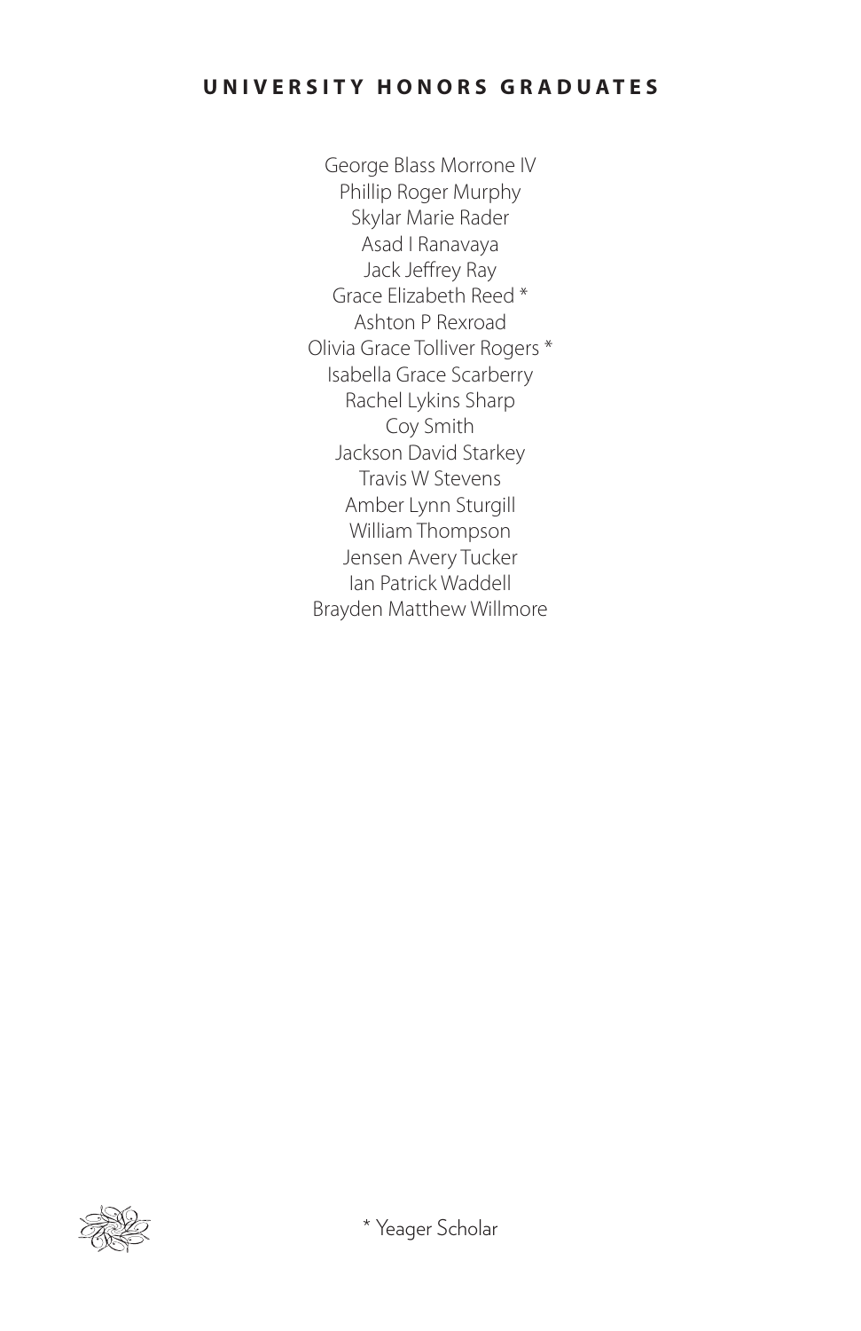## UNIVERSITY HONORS GRADUATES

George Blass Morrone IV
Phillip Roger Murphy
Skylar Marie Rader
Asad I Ranavaya
Jack Jeffrey Ray
Grace Elizabeth Reed *
Ashton P Rexroad
Olivia Grace Tolliver Rogers *
Isabella Grace Scarberry
Rachel Lykins Sharp
Coy Smith
Jackson David Starkey
Travis W Stevens
Amber Lynn Sturgill
William Thompson
Jensen Avery Tucker
Ian Patrick Waddell
Brayden Matthew Willmore

* Yeager Scholar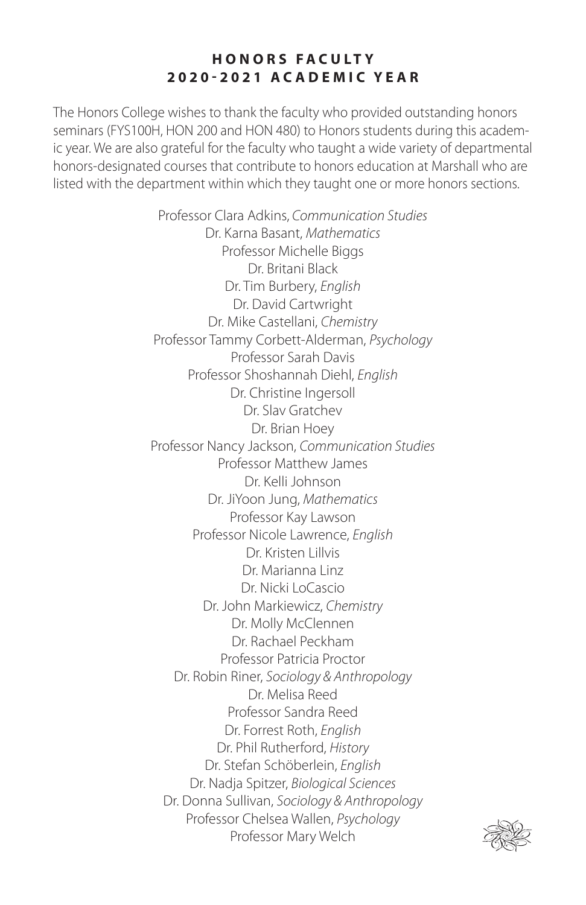## HONORS FACULTY
## 2020-2021 ACADEMIC YEAR

The Honors College wishes to thank the faculty who provided outstanding honors seminars (FYS100H, HON 200 and HON 480) to Honors students during this academic year. We are also grateful for the faculty who taught a wide variety of departmental honors-designated courses that contribute to honors education at Marshall who are listed with the department within which they taught one or more honors sections.

Professor Clara Adkins, *Communication Studies*
Dr. Karna Basant, *Mathematics*
Professor Michelle Biggs
Dr. Britani Black
Dr. Tim Burbery, *English*
Dr. David Cartwright
Dr. Mike Castellani, *Chemistry*
Professor Tammy Corbett-Alderman, *Psychology*
Professor Sarah Davis
Professor Shoshannah Diehl, *English*
Dr. Christine Ingersoll
Dr. Slav Gratchev
Dr. Brian Hoey
Professor Nancy Jackson, *Communication Studies*
Professor Matthew James
Dr. Kelli Johnson
Dr. JiYoon Jung, *Mathematics*
Professor Kay Lawson
Professor Nicole Lawrence, *English*
Dr. Kristen Lillvis
Dr. Marianna Linz
Dr. Nicki LoCascio
Dr. John Markiewicz, *Chemistry*
Dr. Molly McClennen
Dr. Rachael Peckham
Professor Patricia Proctor
Dr. Robin Riner, *Sociology & Anthropology*
Dr. Melisa Reed
Professor Sandra Reed
Dr. Forrest Roth, *English*
Dr. Phil Rutherford, *History*
Dr. Stefan Schöberlein, *English*
Dr. Nadja Spitzer, *Biological Sciences*
Dr. Donna Sullivan, *Sociology & Anthropology*
Professor Chelsea Wallen, *Psychology*
Professor Mary Welch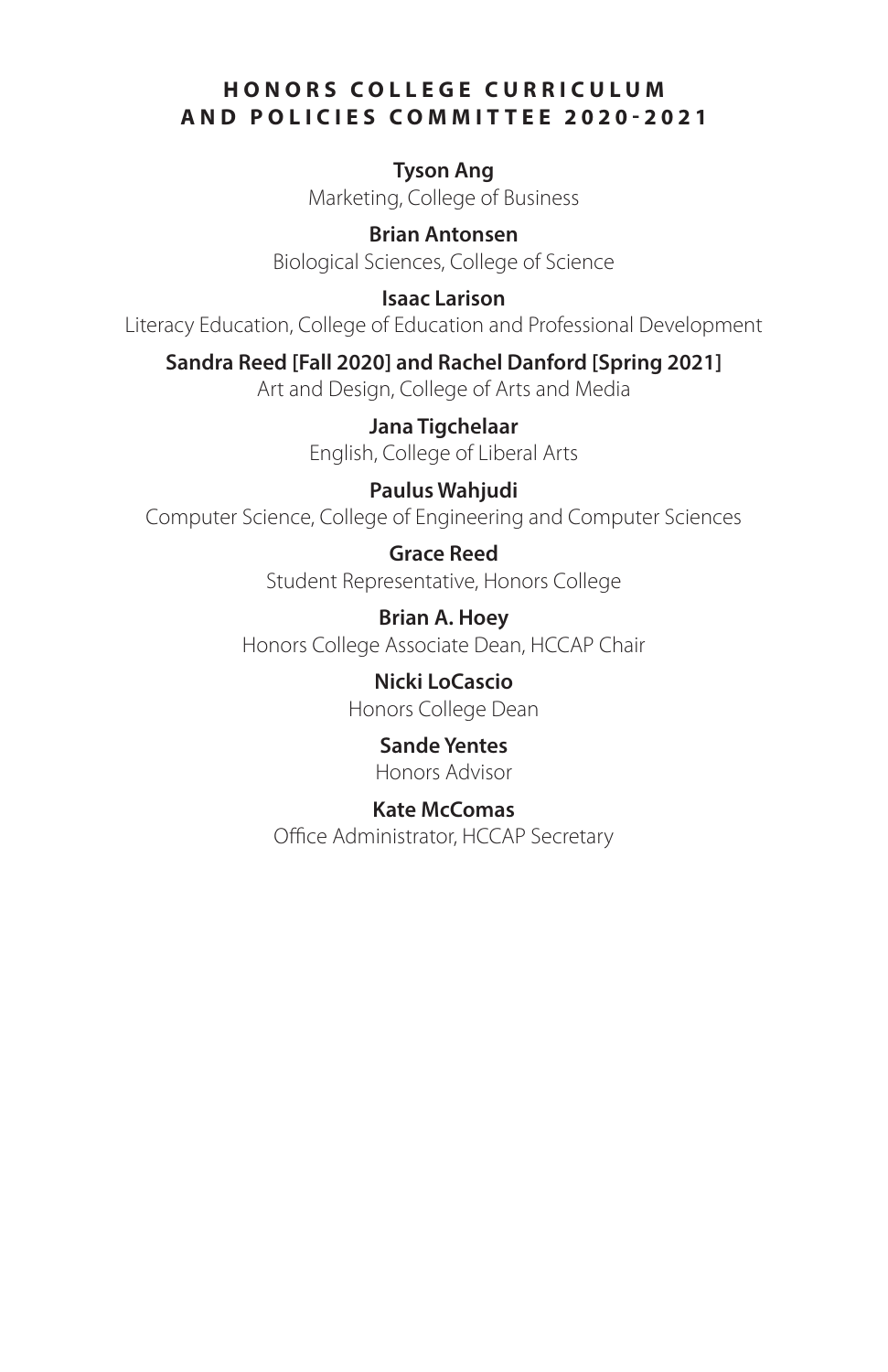## HONORS COLLEGE CURRICULUM AND POLICIES COMMITTEE 2020-2021

**Tyson Ang**
Marketing, College of Business

**Brian Antonsen**
Biological Sciences, College of Science

**Isaac Larison**
Literacy Education, College of Education and Professional Development

**Sandra Reed [Fall 2020] and Rachel Danford [Spring 2021]**
Art and Design, College of Arts and Media

**Jana Tigchelaar**
English, College of Liberal Arts

**Paulus Wahjudi**
Computer Science, College of Engineering and Computer Sciences

**Grace Reed**
Student Representative, Honors College

**Brian A. Hoey**
Honors College Associate Dean, HCCAP Chair

**Nicki LoCascio**
Honors College Dean

**Sande Yentes**
Honors Advisor

**Kate McComas**
Office Administrator, HCCAP Secretary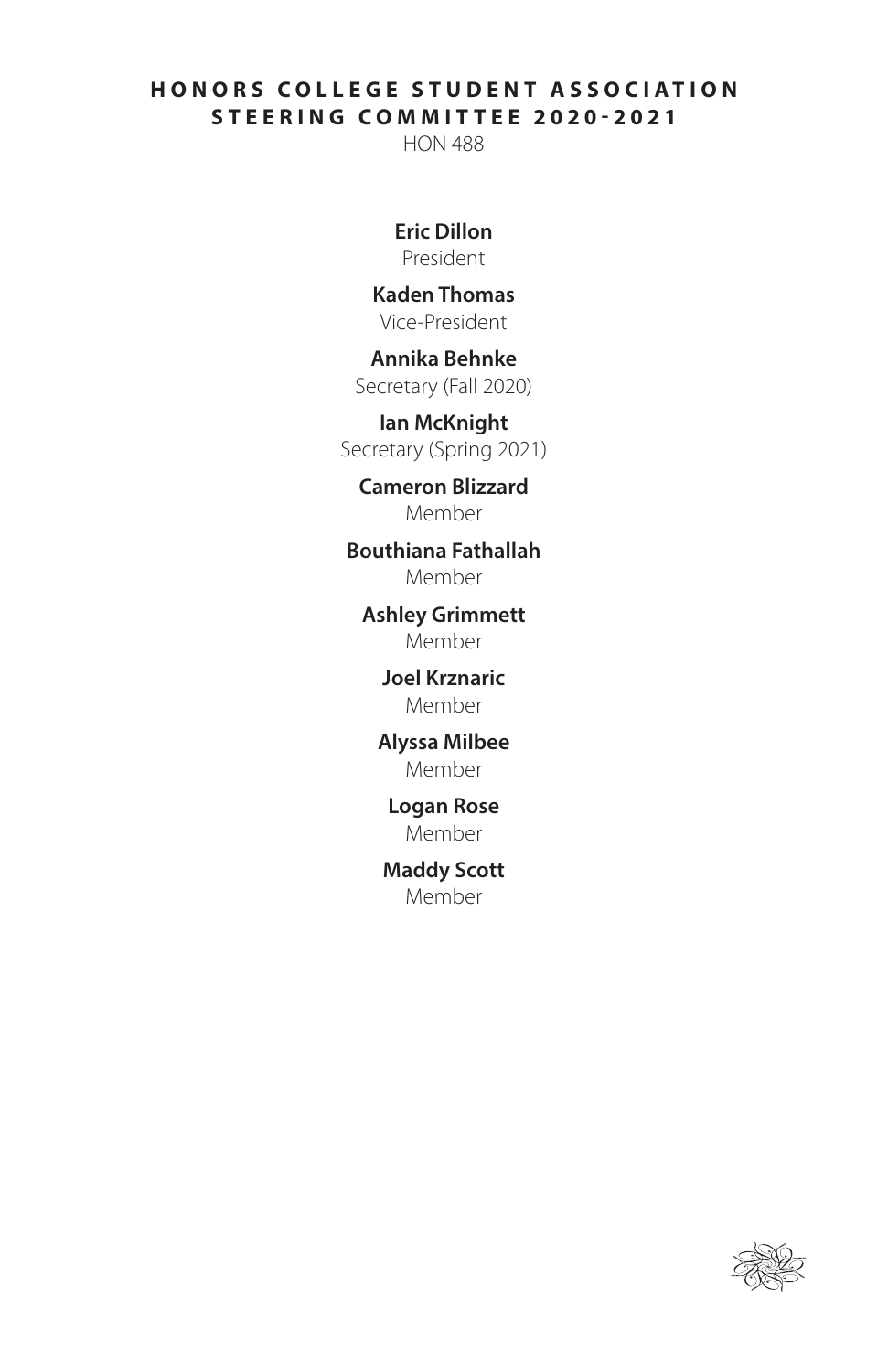## HONORS COLLEGE STUDENT ASSOCIATION STEERING COMMITTEE 2020-2021

HON 488

**Eric Dillon**
President

**Kaden Thomas**
Vice-President

**Annika Behnke**
Secretary (Fall 2020)

**Ian McKnight**
Secretary (Spring 2021)

**Cameron Blizzard**
Member

**Bouthiana Fathallah**
Member

**Ashley Grimmett**
Member

**Joel Krznaric**
Member

**Alyssa Milbee**
Member

**Logan Rose**
Member

**Maddy Scott**
Member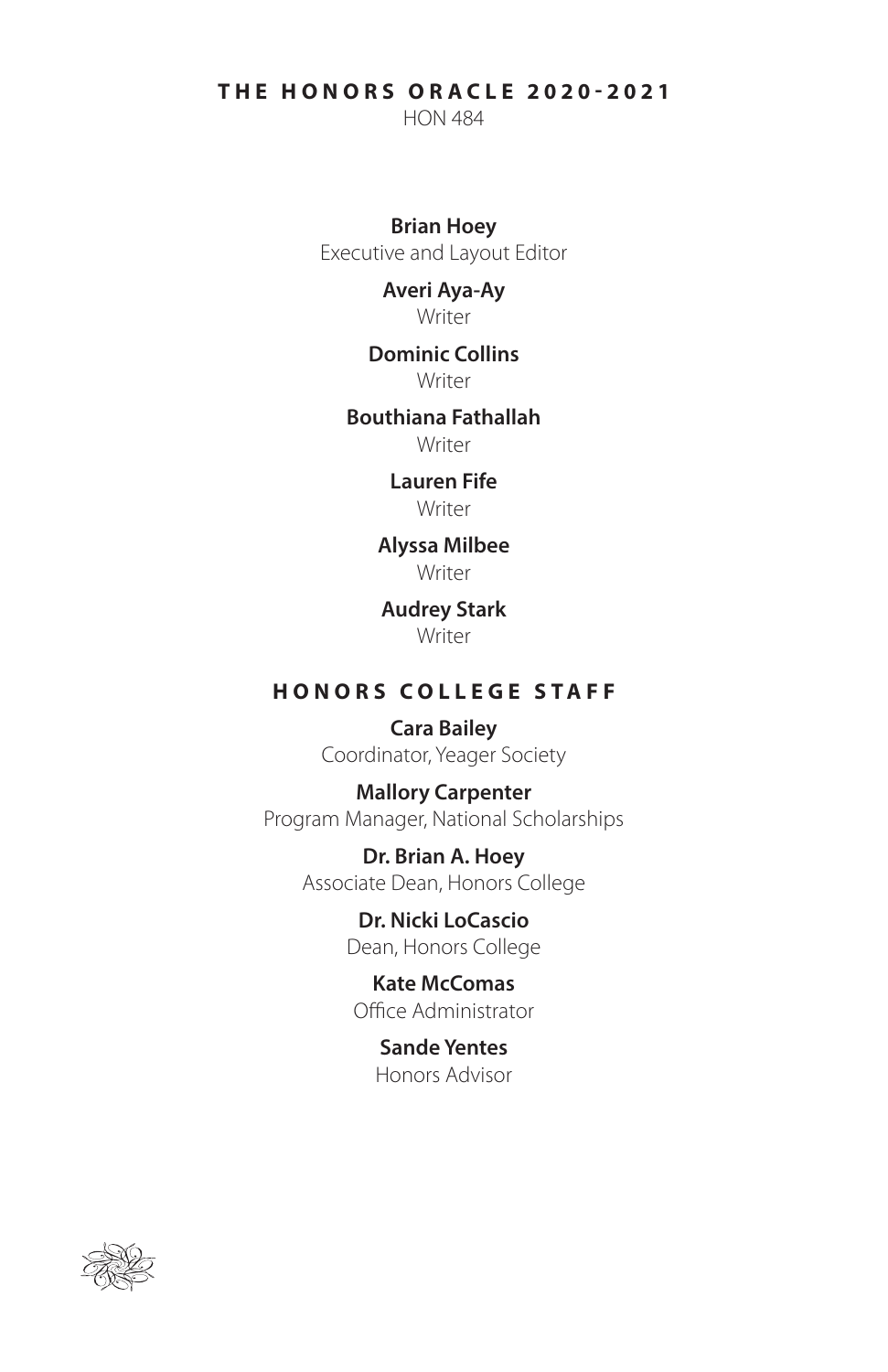## THE HONORS ORACLE 2020-2021

HON 484

**Brian Hoey**
Executive and Layout Editor

**Averi Aya-Ay**
Writer

**Dominic Collins**
Writer

**Bouthiana Fathallah**
Writer

**Lauren Fife**
Writer

**Alyssa Milbee**
Writer

**Audrey Stark**
Writer

## HONORS COLLEGE STAFF

**Cara Bailey**
Coordinator, Yeager Society

**Mallory Carpenter**
Program Manager, National Scholarships

**Dr. Brian A. Hoey**
Associate Dean, Honors College

**Dr. Nicki LoCascio**
Dean, Honors College

**Kate McComas**
Office Administrator

**Sande Yentes**
Honors Advisor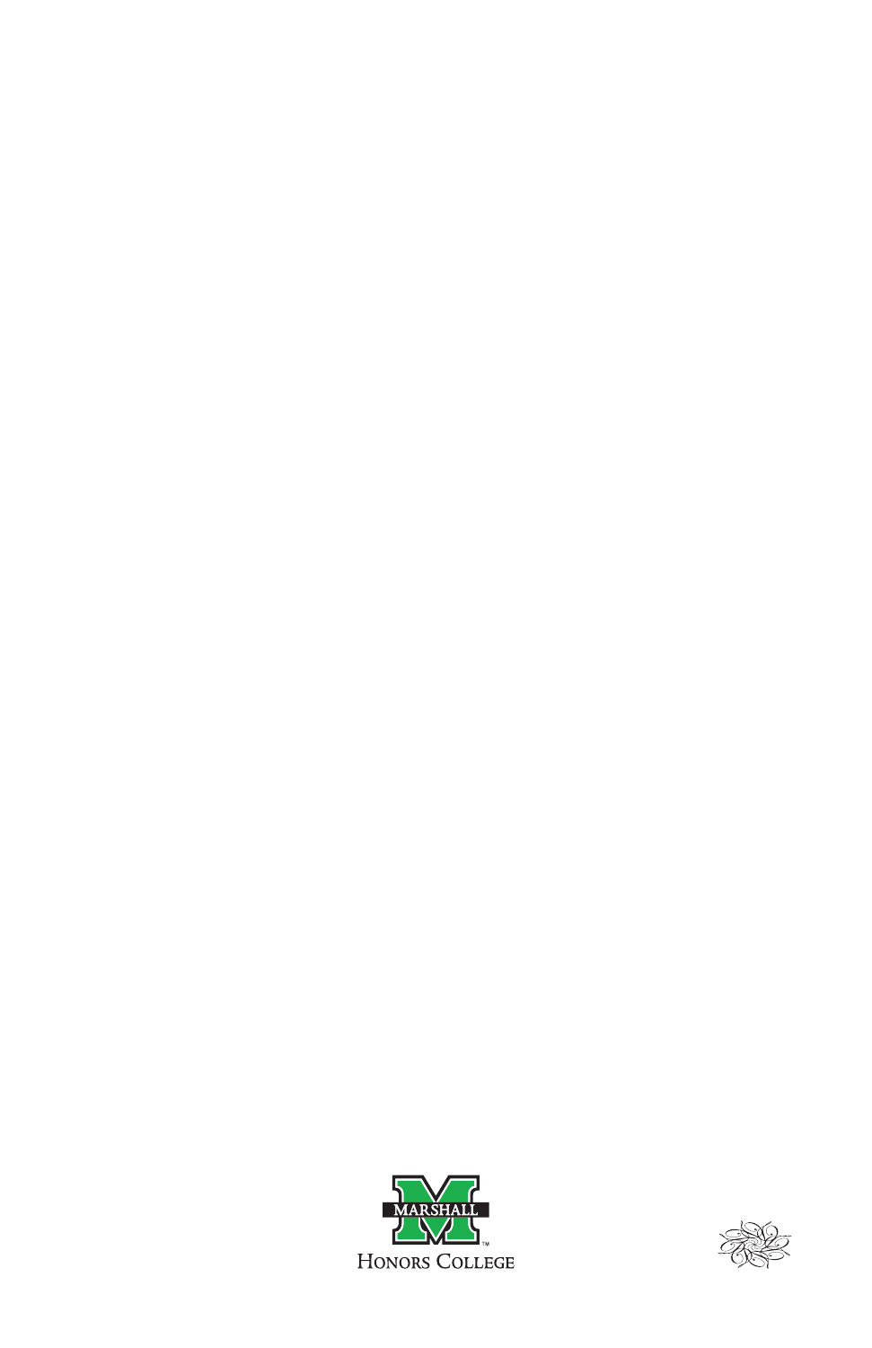MARSHALL

HONORS COLLEGE